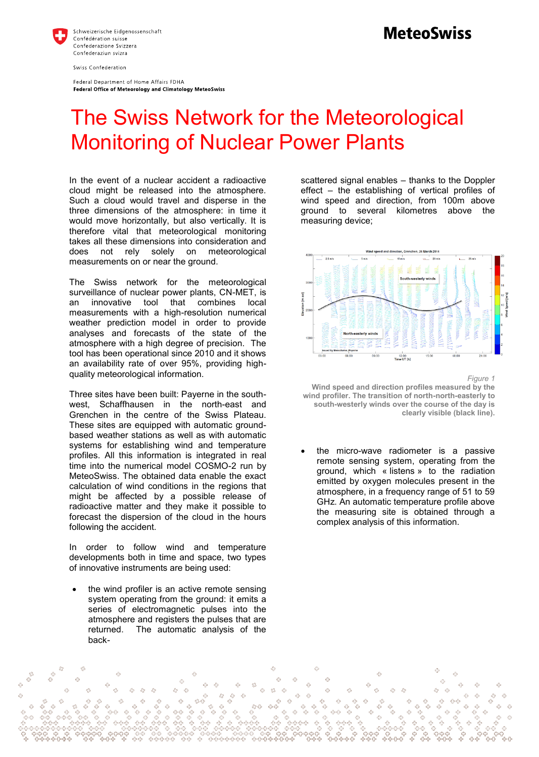Schweizerische Eidgenossenschaft
Confédération suisse
Confederazione Svizzera
Confederaziun svizra

Swiss Confederation

Federal Department of Home Affairs FDHA
**Federal Office of Meteorology and Climatology MeteoSwiss**

**MeteoSwiss**

# The Swiss Network for the Meteorological Monitoring of Nuclear Power Plants

In the event of a nuclear accident a radioactive cloud might be released into the atmosphere. Such a cloud would travel and disperse in the three dimensions of the atmosphere: in time it would move horizontally, but also vertically. It is therefore vital that meteorological monitoring takes all these dimensions into consideration and does not rely solely on meteorological measurements on or near the ground.

The Swiss network for the meteorological surveillance of nuclear power plants, CN-MET, is an innovative tool that combines local measurements with a high-resolution numerical weather prediction model in order to provide analyses and forecasts of the state of the atmosphere with a high degree of precision. The tool has been operational since 2010 and it shows an availability rate of over 95%, providing high-quality meteorological information.

Three sites have been built: Payerne in the south-west, Schaffhausen in the north-east and Grenchen in the centre of the Swiss Plateau. These sites are equipped with automatic ground-based weather stations as well as with automatic systems for establishing wind and temperature profiles. All this information is integrated in real time into the numerical model COSMO-2 run by MeteoSwiss. The obtained data enable the exact calculation of wind conditions in the regions that might be affected by a possible release of radioactive matter and they make it possible to forecast the dispersion of the cloud in the hours following the accident.

In order to follow wind and temperature developments both in time and space, two types of innovative instruments are being used:

- the wind profiler is an active remote sensing system operating from the ground: it emits a series of electromagnetic pulses into the atmosphere and registers the pulses that are returned. The automatic analysis of the back-scattered signal enables – thanks to the Doppler effect – the establishing of vertical profiles of wind speed and direction, from 100m above ground to several kilometres above the measuring device;

*Figure 1*

**Wind speed and direction profiles measured by the wind profiler. The transition of north-north-easterly to south-westerly winds over the course of the day is clearly visible (black line).**

- the micro-wave radiometer is a passive remote sensing system, operating from the ground, which « listens » to the radiation emitted by oxygen molecules present in the atmosphere, in a frequency range of 51 to 59 GHz. An automatic temperature profile above the measuring site is obtained through a complex analysis of this information.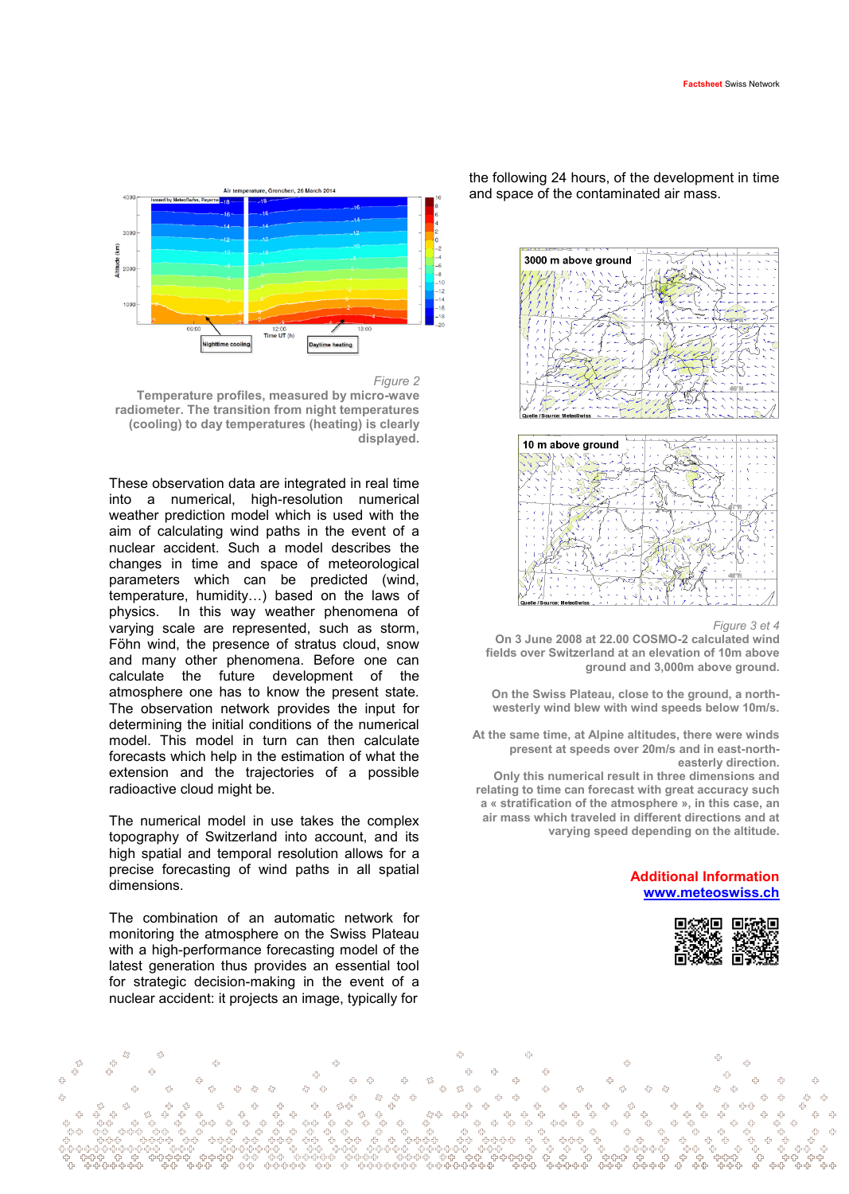Air temperature, Grenchen, 26 March 2014

Issued by MeteoSwiss, Payerne

Altitude (km)

Time UT (h)

Nighttime cooling

Daytime heating

*Figure 2*

**Temperature profiles, measured by micro-wave radiometer. The transition from night temperatures (cooling) to day temperatures (heating) is clearly displayed.**

These observation data are integrated in real time into a numerical, high-resolution numerical weather prediction model which is used with the aim of calculating wind paths in the event of a nuclear accident. Such a model describes the changes in time and space of meteorological parameters which can be predicted (wind, temperature, humidity…) based on the laws of physics. In this way weather phenomena of varying scale are represented, such as storm, Föhn wind, the presence of stratus cloud, snow and many other phenomena. Before one can calculate the future development of the atmosphere one has to know the present state. The observation network provides the input for determining the initial conditions of the numerical model. This model in turn can then calculate forecasts which help in the estimation of what the extension and the trajectories of a possible radioactive cloud might be.

The numerical model in use takes the complex topography of Switzerland into account, and its high spatial and temporal resolution allows for a precise forecasting of wind paths in all spatial dimensions.

The combination of an automatic network for monitoring the atmosphere on the Swiss Plateau with a high-performance forecasting model of the latest generation thus provides an essential tool for strategic decision-making in the event of a nuclear accident: it projects an image, typically for the following 24 hours, of the development in time and space of the contaminated air mass.

3000 m above ground

Quelle / Source: MeteoSwiss

10 m above ground

Quelle / Source: MeteoSwiss

*Figure 3 et 4*

**On 3 June 2008 at 22.00 COSMO-2 calculated wind fields over Switzerland at an elevation of 10m above ground and 3,000m above ground.**

**On the Swiss Plateau, close to the ground, a north-westerly wind blew with wind speeds below 10m/s.**

**At the same time, at Alpine altitudes, there were winds present at speeds over 20m/s and in east-north-easterly direction.**
**Only this numerical result in three dimensions and relating to time can forecast with great accuracy such a « stratification of the atmosphere », in this case, an air mass which traveled in different directions and at varying speed depending on the altitude.**

**Additional Information**
**www.meteoswiss.ch**